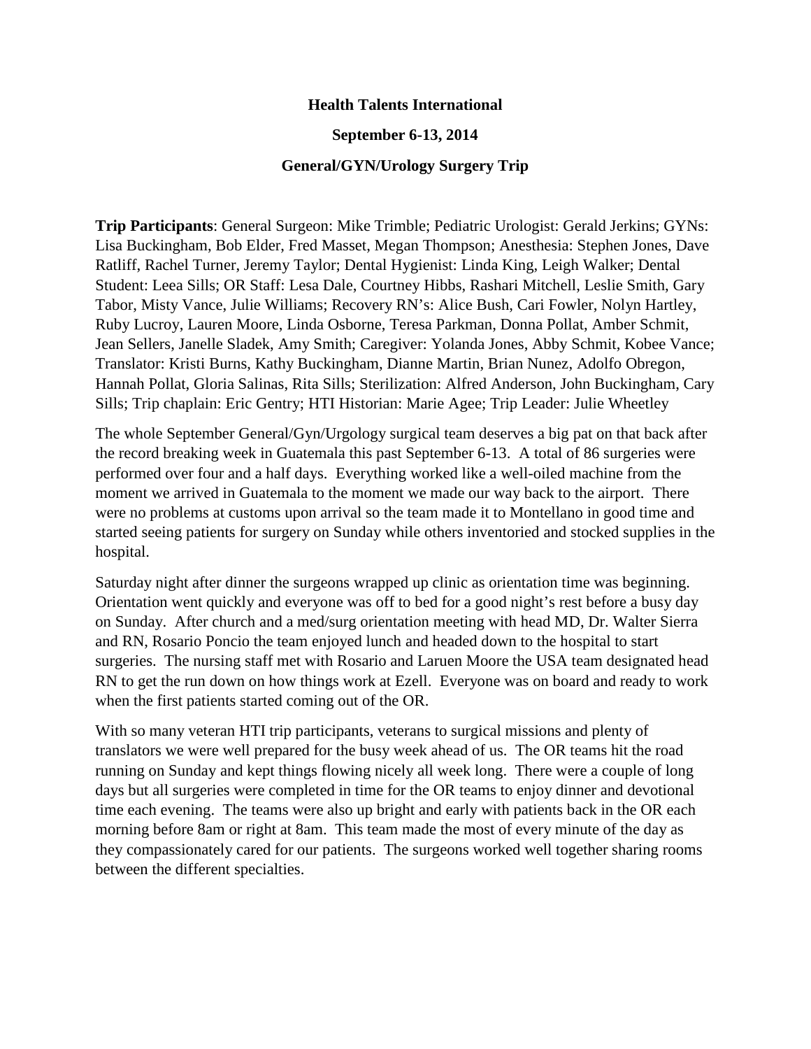**Health Talents International**

**September 6-13, 2014**

**General/GYN/Urology Surgery Trip**

**Trip Participants**: General Surgeon: Mike Trimble; Pediatric Urologist: Gerald Jerkins; GYNs: Lisa Buckingham, Bob Elder, Fred Masset, Megan Thompson; Anesthesia: Stephen Jones, Dave Ratliff, Rachel Turner, Jeremy Taylor; Dental Hygienist: Linda King, Leigh Walker; Dental Student: Leea Sills; OR Staff: Lesa Dale, Courtney Hibbs, Rashari Mitchell, Leslie Smith, Gary Tabor, Misty Vance, Julie Williams; Recovery RN's: Alice Bush, Cari Fowler, Nolyn Hartley, Ruby Lucroy, Lauren Moore, Linda Osborne, Teresa Parkman, Donna Pollat, Amber Schmit, Jean Sellers, Janelle Sladek, Amy Smith; Caregiver: Yolanda Jones, Abby Schmit, Kobee Vance; Translator: Kristi Burns, Kathy Buckingham, Dianne Martin, Brian Nunez, Adolfo Obregon, Hannah Pollat, Gloria Salinas, Rita Sills; Sterilization: Alfred Anderson, John Buckingham, Cary Sills; Trip chaplain: Eric Gentry; HTI Historian: Marie Agee; Trip Leader: Julie Wheetley

The whole September General/Gyn/Urgology surgical team deserves a big pat on that back after the record breaking week in Guatemala this past September 6-13. A total of 86 surgeries were performed over four and a half days. Everything worked like a well-oiled machine from the moment we arrived in Guatemala to the moment we made our way back to the airport. There were no problems at customs upon arrival so the team made it to Montellano in good time and started seeing patients for surgery on Sunday while others inventoried and stocked supplies in the hospital.

Saturday night after dinner the surgeons wrapped up clinic as orientation time was beginning. Orientation went quickly and everyone was off to bed for a good night's rest before a busy day on Sunday. After church and a med/surg orientation meeting with head MD, Dr. Walter Sierra and RN, Rosario Poncio the team enjoyed lunch and headed down to the hospital to start surgeries. The nursing staff met with Rosario and Laruen Moore the USA team designated head RN to get the run down on how things work at Ezell. Everyone was on board and ready to work when the first patients started coming out of the OR.

With so many veteran HTI trip participants, veterans to surgical missions and plenty of translators we were well prepared for the busy week ahead of us. The OR teams hit the road running on Sunday and kept things flowing nicely all week long. There were a couple of long days but all surgeries were completed in time for the OR teams to enjoy dinner and devotional time each evening. The teams were also up bright and early with patients back in the OR each morning before 8am or right at 8am. This team made the most of every minute of the day as they compassionately cared for our patients. The surgeons worked well together sharing rooms between the different specialties.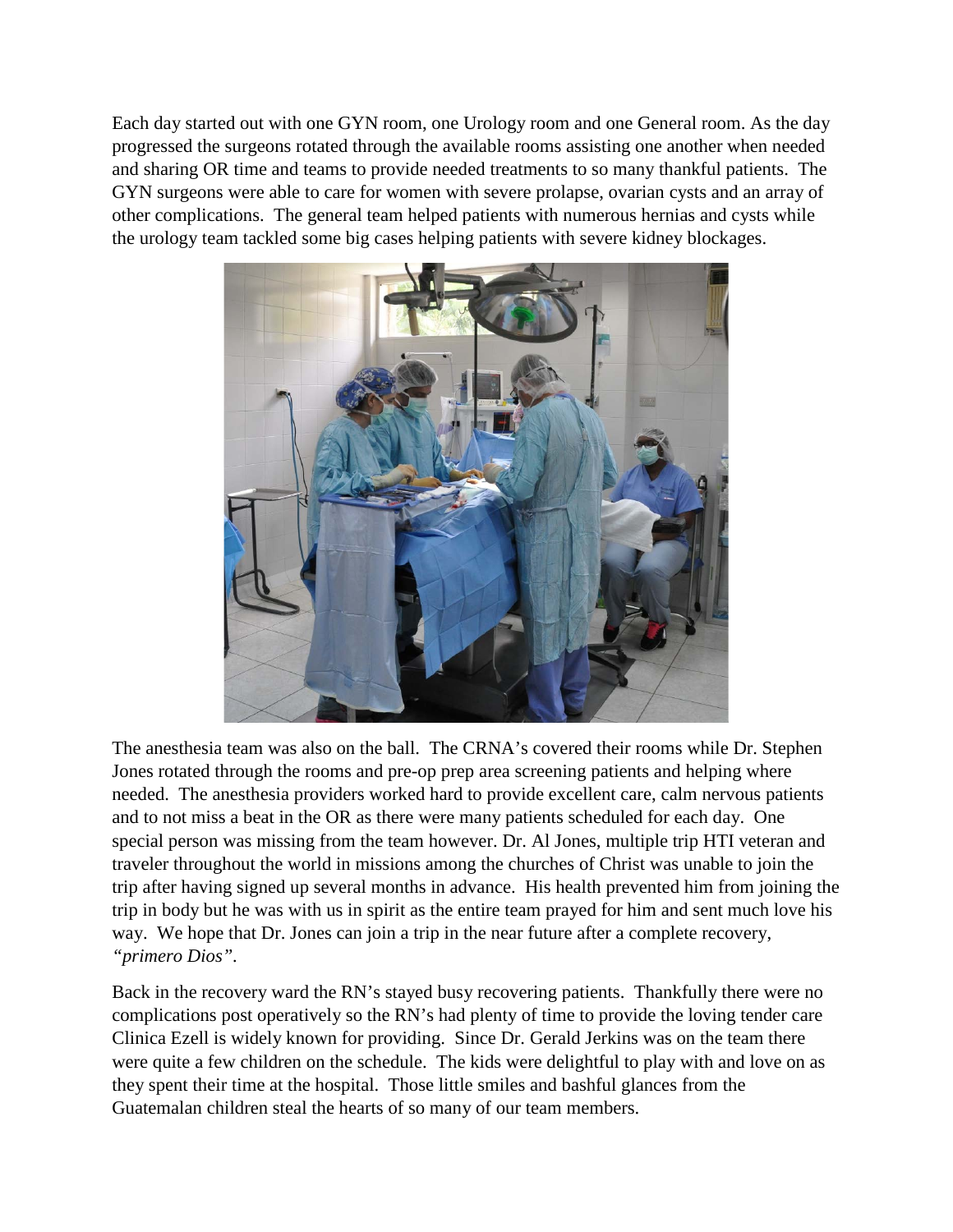Each day started out with one GYN room, one Urology room and one General room. As the day progressed the surgeons rotated through the available rooms assisting one another when needed and sharing OR time and teams to provide needed treatments to so many thankful patients. The GYN surgeons were able to care for women with severe prolapse, ovarian cysts and an array of other complications. The general team helped patients with numerous hernias and cysts while the urology team tackled some big cases helping patients with severe kidney blockages.

The anesthesia team was also on the ball. The CRNA's covered their rooms while Dr. Stephen Jones rotated through the rooms and pre-op prep area screening patients and helping where needed. The anesthesia providers worked hard to provide excellent care, calm nervous patients and to not miss a beat in the OR as there were many patients scheduled for each day. One special person was missing from the team however. Dr. Al Jones, multiple trip HTI veteran and traveler throughout the world in missions among the churches of Christ was unable to join the trip after having signed up several months in advance. His health prevented him from joining the trip in body but he was with us in spirit as the entire team prayed for him and sent much love his way. We hope that Dr. Jones can join a trip in the near future after a complete recovery, *"primero Dios"*.

Back in the recovery ward the RN's stayed busy recovering patients. Thankfully there were no complications post operatively so the RN's had plenty of time to provide the loving tender care Clinica Ezell is widely known for providing. Since Dr. Gerald Jerkins was on the team there were quite a few children on the schedule. The kids were delightful to play with and love on as they spent their time at the hospital. Those little smiles and bashful glances from the Guatemalan children steal the hearts of so many of our team members.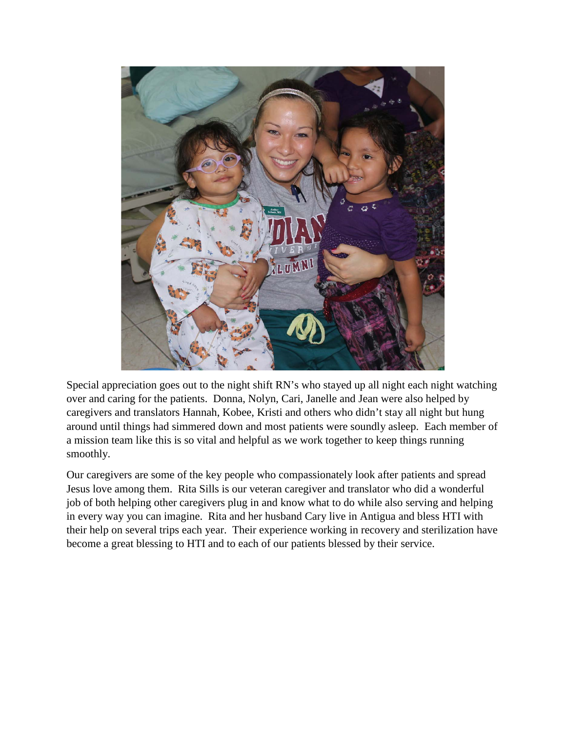Special appreciation goes out to the night shift RN's who stayed up all night each night watching over and caring for the patients. Donna, Nolyn, Cari, Janelle and Jean were also helped by caregivers and translators Hannah, Kobee, Kristi and others who didn't stay all night but hung around until things had simmered down and most patients were soundly asleep. Each member of a mission team like this is so vital and helpful as we work together to keep things running smoothly.

Our caregivers are some of the key people who compassionately look after patients and spread Jesus love among them. Rita Sills is our veteran caregiver and translator who did a wonderful job of both helping other caregivers plug in and know what to do while also serving and helping in every way you can imagine. Rita and her husband Cary live in Antigua and bless HTI with their help on several trips each year. Their experience working in recovery and sterilization have become a great blessing to HTI and to each of our patients blessed by their service.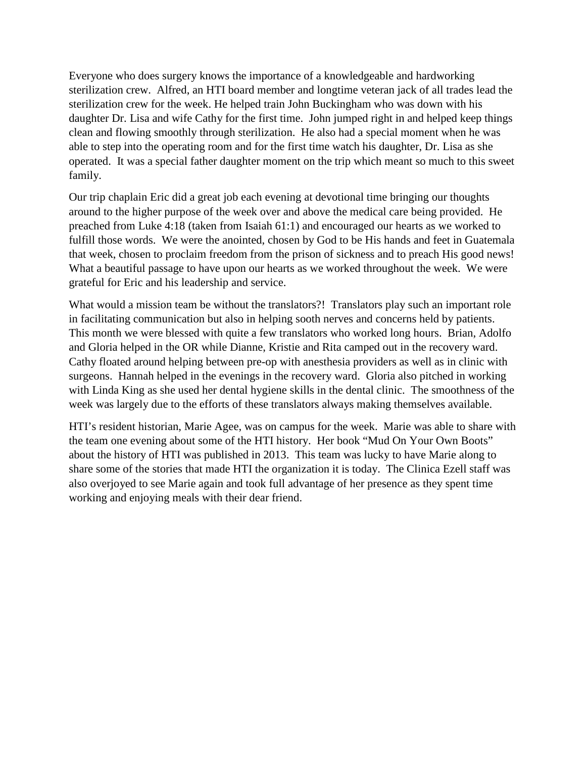Everyone who does surgery knows the importance of a knowledgeable and hardworking sterilization crew. Alfred, an HTI board member and longtime veteran jack of all trades lead the sterilization crew for the week. He helped train John Buckingham who was down with his daughter Dr. Lisa and wife Cathy for the first time. John jumped right in and helped keep things clean and flowing smoothly through sterilization. He also had a special moment when he was able to step into the operating room and for the first time watch his daughter, Dr. Lisa as she operated. It was a special father daughter moment on the trip which meant so much to this sweet family.

Our trip chaplain Eric did a great job each evening at devotional time bringing our thoughts around to the higher purpose of the week over and above the medical care being provided. He preached from Luke 4:18 (taken from Isaiah 61:1) and encouraged our hearts as we worked to fulfill those words. We were the anointed, chosen by God to be His hands and feet in Guatemala that week, chosen to proclaim freedom from the prison of sickness and to preach His good news! What a beautiful passage to have upon our hearts as we worked throughout the week. We were grateful for Eric and his leadership and service.

What would a mission team be without the translators?! Translators play such an important role in facilitating communication but also in helping sooth nerves and concerns held by patients. This month we were blessed with quite a few translators who worked long hours. Brian, Adolfo and Gloria helped in the OR while Dianne, Kristie and Rita camped out in the recovery ward. Cathy floated around helping between pre-op with anesthesia providers as well as in clinic with surgeons. Hannah helped in the evenings in the recovery ward. Gloria also pitched in working with Linda King as she used her dental hygiene skills in the dental clinic. The smoothness of the week was largely due to the efforts of these translators always making themselves available.

HTI's resident historian, Marie Agee, was on campus for the week. Marie was able to share with the team one evening about some of the HTI history. Her book "Mud On Your Own Boots" about the history of HTI was published in 2013. This team was lucky to have Marie along to share some of the stories that made HTI the organization it is today. The Clinica Ezell staff was also overjoyed to see Marie again and took full advantage of her presence as they spent time working and enjoying meals with their dear friend.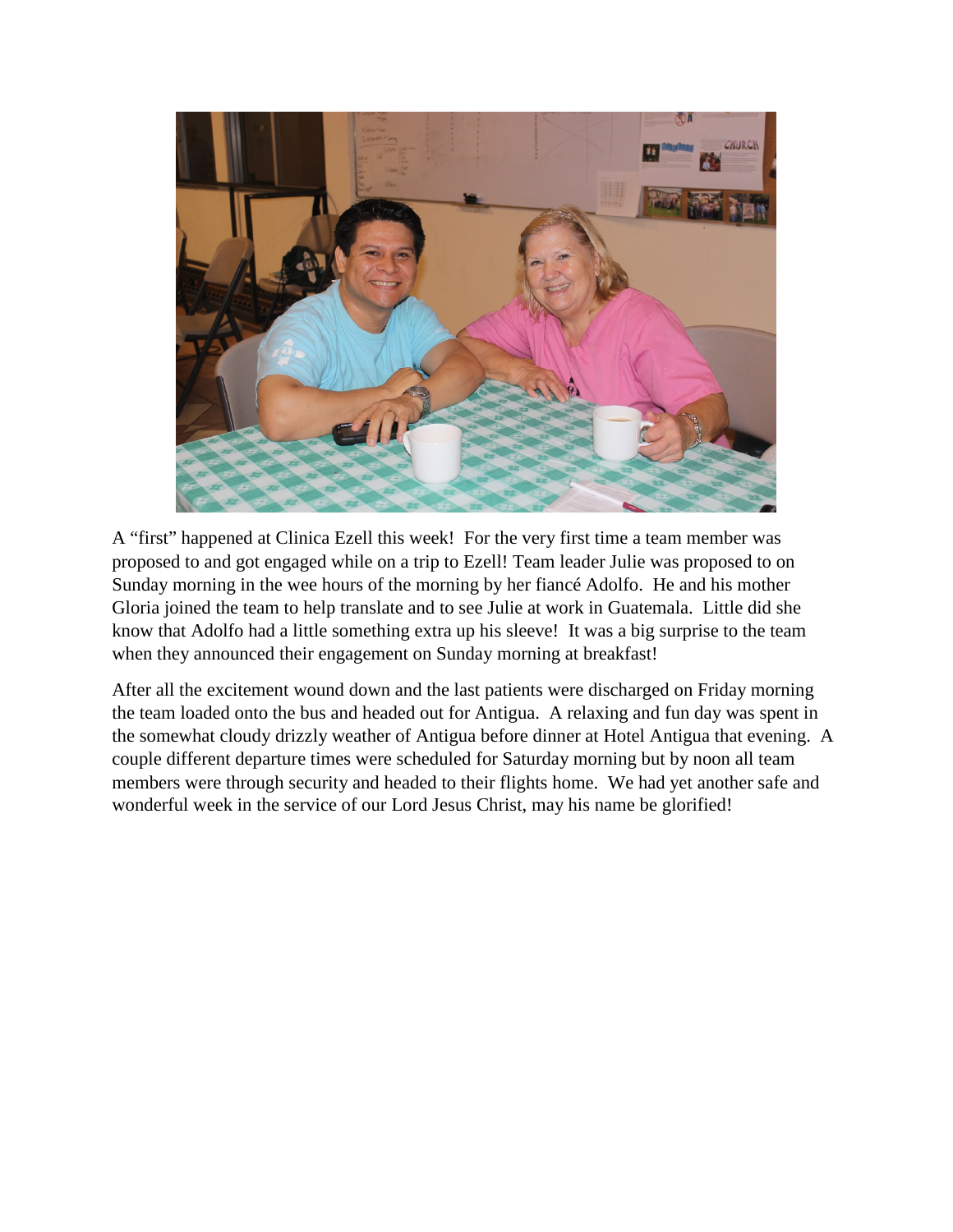A “first” happened at Clinica Ezell this week! For the very first time a team member was proposed to and got engaged while on a trip to Ezell! Team leader Julie was proposed to on Sunday morning in the wee hours of the morning by her fiancé Adolfo. He and his mother Gloria joined the team to help translate and to see Julie at work in Guatemala. Little did she know that Adolfo had a little something extra up his sleeve! It was a big surprise to the team when they announced their engagement on Sunday morning at breakfast!

After all the excitement wound down and the last patients were discharged on Friday morning the team loaded onto the bus and headed out for Antigua. A relaxing and fun day was spent in the somewhat cloudy drizzly weather of Antigua before dinner at Hotel Antigua that evening. A couple different departure times were scheduled for Saturday morning but by noon all team members were through security and headed to their flights home. We had yet another safe and wonderful week in the service of our Lord Jesus Christ, may his name be glorified!